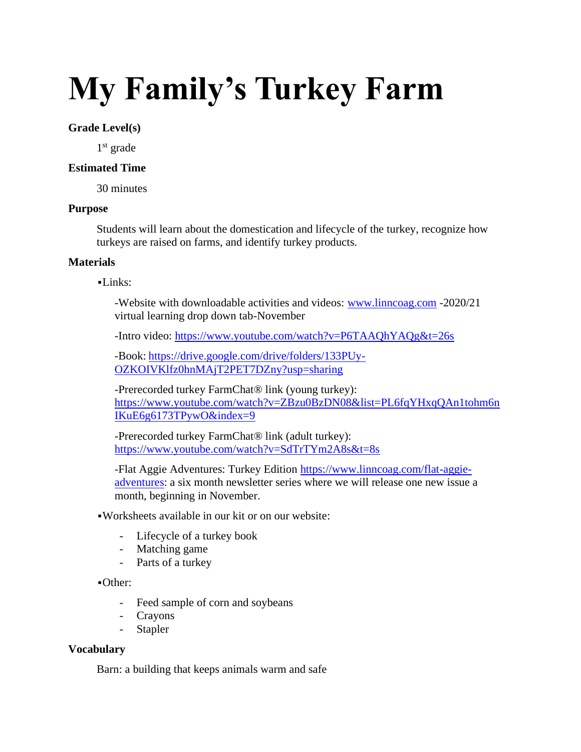# My Family's Turkey Farm

**Grade Level(s)**

1st grade

**Estimated Time**

30 minutes

**Purpose**

Students will learn about the domestication and lifecycle of the turkey, recognize how turkeys are raised on farms, and identify turkey products.

**Materials**

▪Links:

-Website with downloadable activities and videos: [www.linncoag.com](www.linncoag.com) -2020/21 virtual learning drop down tab-November

-Intro video: [https://www.youtube.com/watch?v=P6TAAQhYAQg&t=26s](https://www.youtube.com/watch?v=P6TAAQhYAQg&t=26s)

-Book: [https://drive.google.com/drive/folders/133PUy-OZKOIVKlfz0hnMAjT2PET7DZny?usp=sharing](https://drive.google.com/drive/folders/133PUy-OZKOIVKlfz0hnMAjT2PET7DZny?usp=sharing)

-Prerecorded turkey FarmChat® link (young turkey): [https://www.youtube.com/watch?v=ZBzu0BzDN08&list=PL6fqYHxqQAn1tohm6nIKuE6g6173TPywO&index=9](https://www.youtube.com/watch?v=ZBzu0BzDN08&list=PL6fqYHxqQAn1tohm6nIKuE6g6173TPywO&index=9)

-Prerecorded turkey FarmChat® link (adult turkey): [https://www.youtube.com/watch?v=SdTrTYm2A8s&t=8s](https://www.youtube.com/watch?v=SdTrTYm2A8s&t=8s)

-Flat Aggie Adventures: Turkey Edition [https://www.linncoag.com/flat-aggie-adventures](https://www.linncoag.com/flat-aggie-adventures): a six month newsletter series where we will release one new issue a month, beginning in November.

▪Worksheets available in our kit or on our website:

- Lifecycle of a turkey book
- Matching game
- Parts of a turkey

▪Other:

- Feed sample of corn and soybeans
- Crayons
- Stapler

**Vocabulary**

Barn: a building that keeps animals warm and safe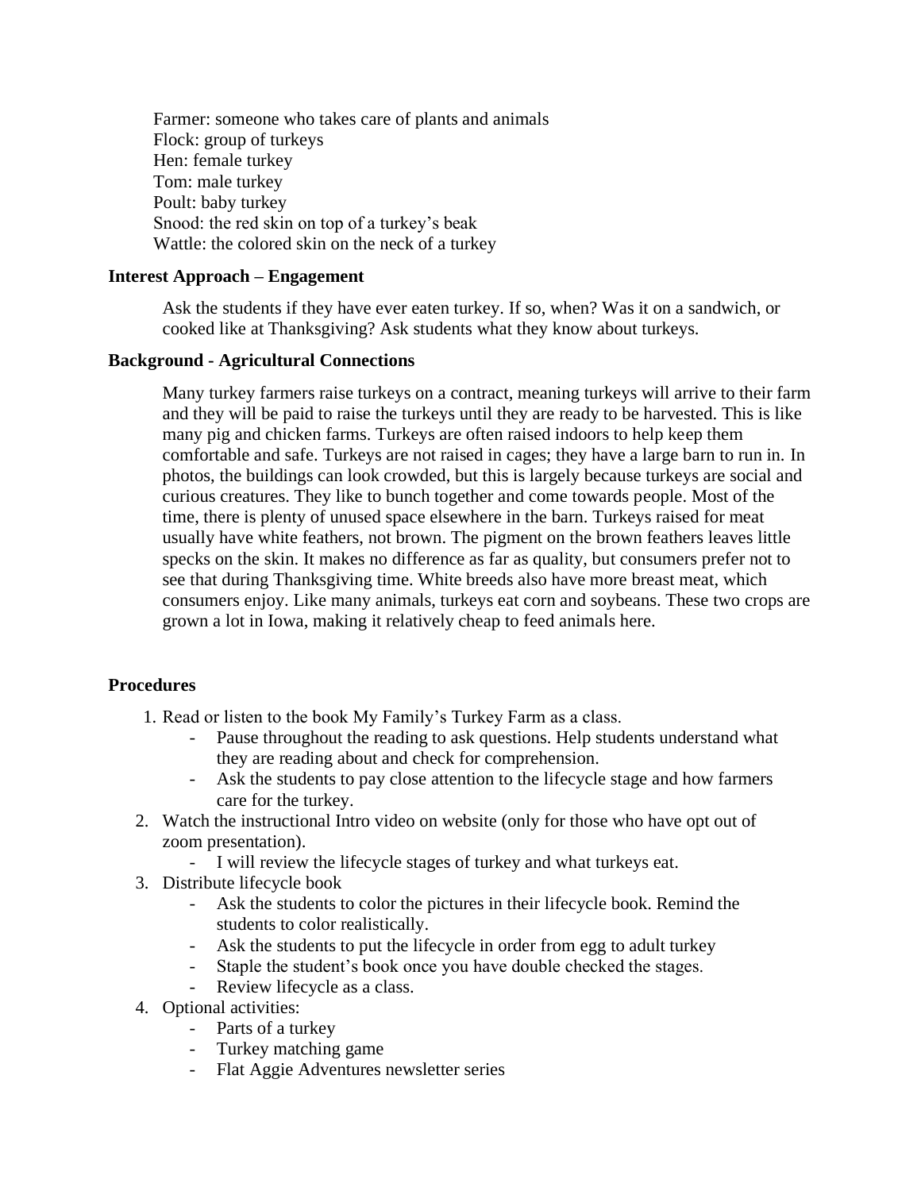Farmer: someone who takes care of plants and animals
Flock: group of turkeys
Hen: female turkey
Tom: male turkey
Poult: baby turkey
Snood: the red skin on top of a turkey's beak
Wattle: the colored skin on the neck of a turkey

**Interest Approach – Engagement**

Ask the students if they have ever eaten turkey. If so, when? Was it on a sandwich, or cooked like at Thanksgiving? Ask students what they know about turkeys.

**Background - Agricultural Connections**

Many turkey farmers raise turkeys on a contract, meaning turkeys will arrive to their farm and they will be paid to raise the turkeys until they are ready to be harvested. This is like many pig and chicken farms. Turkeys are often raised indoors to help keep them comfortable and safe. Turkeys are not raised in cages; they have a large barn to run in. In photos, the buildings can look crowded, but this is largely because turkeys are social and curious creatures. They like to bunch together and come towards people. Most of the time, there is plenty of unused space elsewhere in the barn. Turkeys raised for meat usually have white feathers, not brown. The pigment on the brown feathers leaves little specks on the skin. It makes no difference as far as quality, but consumers prefer not to see that during Thanksgiving time. White breeds also have more breast meat, which consumers enjoy. Like many animals, turkeys eat corn and soybeans. These two crops are grown a lot in Iowa, making it relatively cheap to feed animals here.

**Procedures**

1. Read or listen to the book My Family's Turkey Farm as a class.
   - Pause throughout the reading to ask questions. Help students understand what they are reading about and check for comprehension.
   - Ask the students to pay close attention to the lifecycle stage and how farmers care for the turkey.
2. Watch the instructional Intro video on website (only for those who have opt out of zoom presentation).
   - I will review the lifecycle stages of turkey and what turkeys eat.
3. Distribute lifecycle book
   - Ask the students to color the pictures in their lifecycle book. Remind the students to color realistically.
   - Ask the students to put the lifecycle in order from egg to adult turkey
   - Staple the student's book once you have double checked the stages.
   - Review lifecycle as a class.
4. Optional activities:
   - Parts of a turkey
   - Turkey matching game
   - Flat Aggie Adventures newsletter series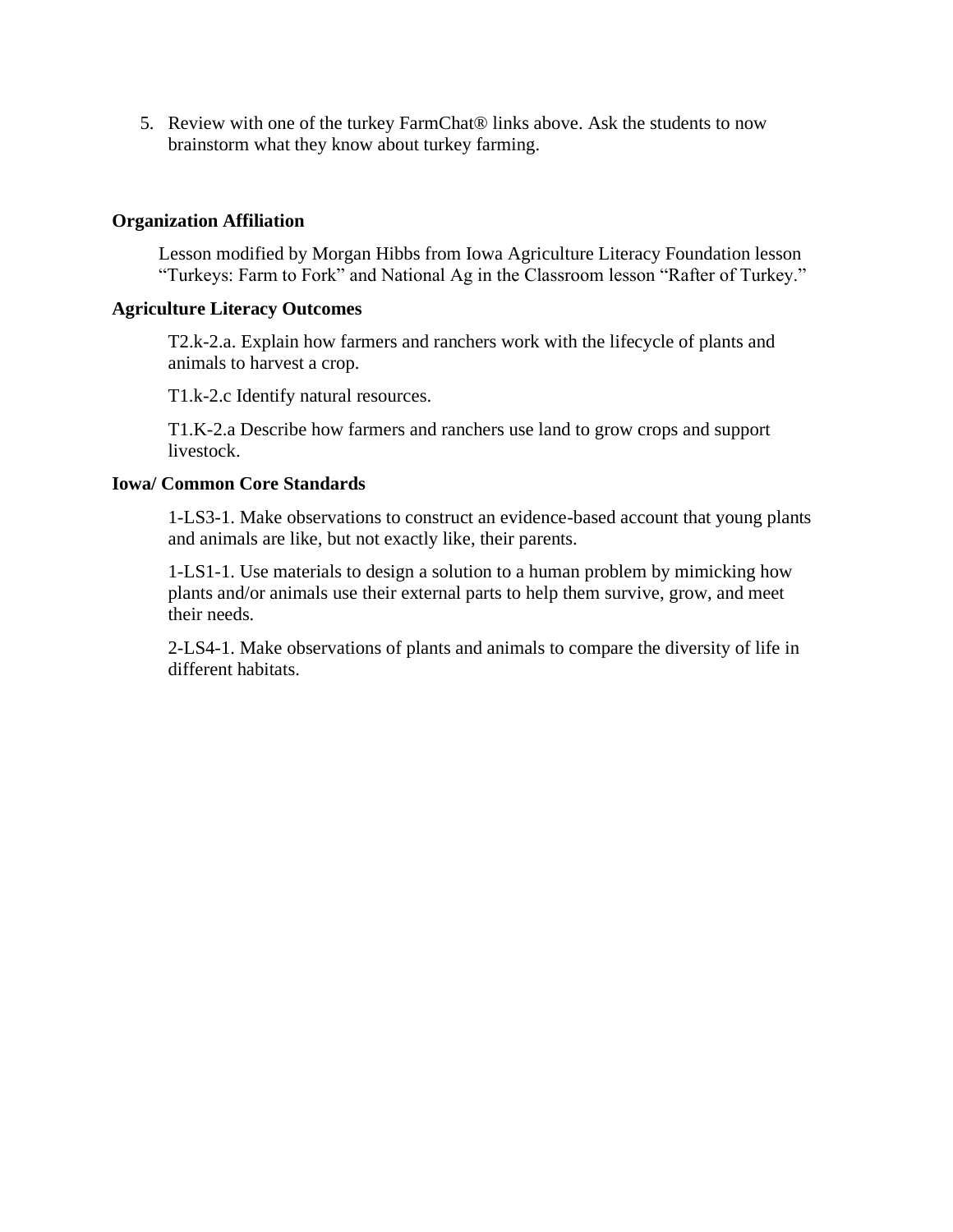5. Review with one of the turkey FarmChat® links above. Ask the students to now brainstorm what they know about turkey farming.

**Organization Affiliation**

Lesson modified by Morgan Hibbs from Iowa Agriculture Literacy Foundation lesson "Turkeys: Farm to Fork" and National Ag in the Classroom lesson "Rafter of Turkey."

**Agriculture Literacy Outcomes**

T2.k-2.a. Explain how farmers and ranchers work with the lifecycle of plants and animals to harvest a crop.

T1.k-2.c Identify natural resources.

T1.K-2.a Describe how farmers and ranchers use land to grow crops and support livestock.

**Iowa/ Common Core Standards**

1-LS3-1. Make observations to construct an evidence-based account that young plants and animals are like, but not exactly like, their parents.

1-LS1-1. Use materials to design a solution to a human problem by mimicking how plants and/or animals use their external parts to help them survive, grow, and meet their needs.

2-LS4-1. Make observations of plants and animals to compare the diversity of life in different habitats.